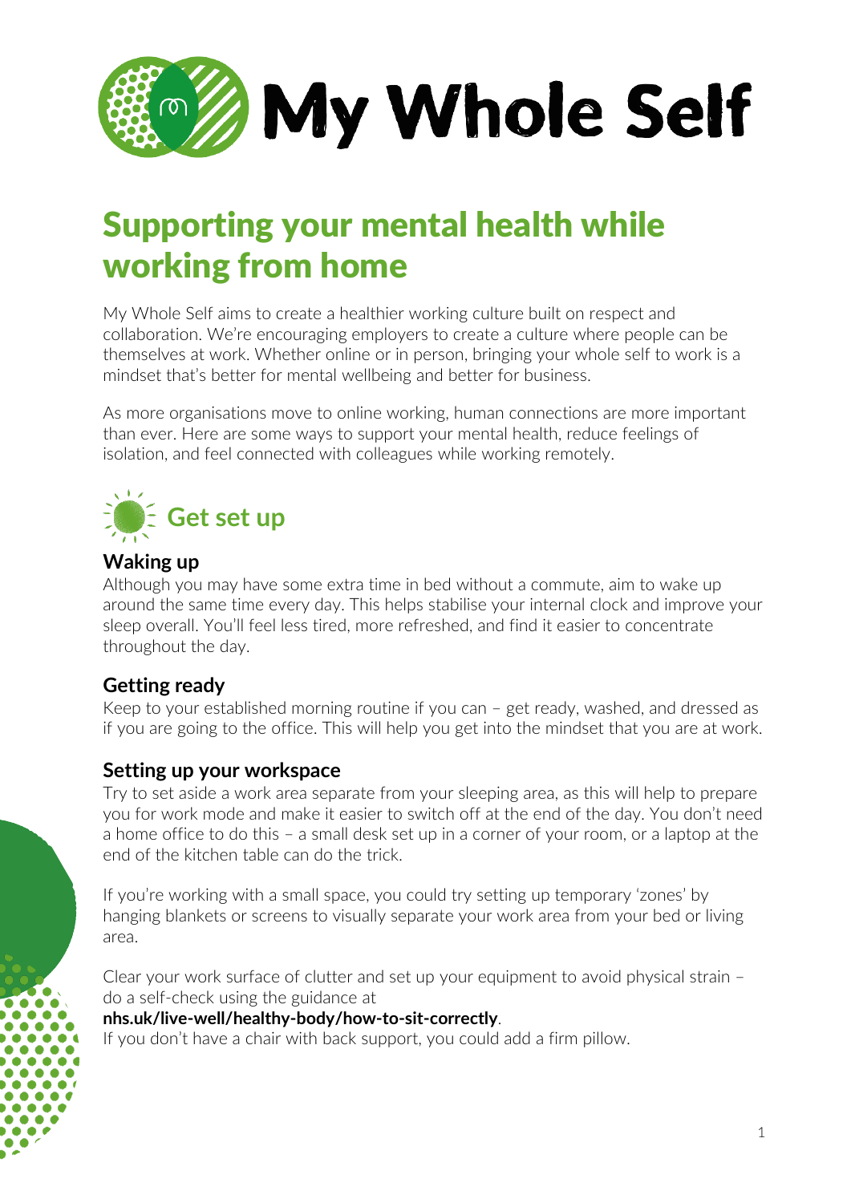My Whole Self

# Supporting your mental health while working from home

My Whole Self aims to create a healthier working culture built on respect and collaboration. We're encouraging employers to create a culture where people can be themselves at work. Whether online or in person, bringing your whole self to work is a mindset that's better for mental wellbeing and better for business.

As more organisations move to online working, human connections are more important than ever. Here are some ways to support your mental health, reduce feelings of isolation, and feel connected with colleagues while working remotely.

## Get set up

### Waking up

Although you may have some extra time in bed without a commute, aim to wake up around the same time every day. This helps stabilise your internal clock and improve your sleep overall. You'll feel less tired, more refreshed, and find it easier to concentrate throughout the day.

### Getting ready

Keep to your established morning routine if you can – get ready, washed, and dressed as if you are going to the office. This will help you get into the mindset that you are at work.

### Setting up your workspace

Try to set aside a work area separate from your sleeping area, as this will help to prepare you for work mode and make it easier to switch off at the end of the day. You don't need a home office to do this – a small desk set up in a corner of your room, or a laptop at the end of the kitchen table can do the trick.

If you're working with a small space, you could try setting up temporary 'zones' by hanging blankets or screens to visually separate your work area from your bed or living area.

Clear your work surface of clutter and set up your equipment to avoid physical strain – do a self-check using the guidance at **nhs.uk/live-well/healthy-body/how-to-sit-correctly**.
If you don't have a chair with back support, you could add a firm pillow.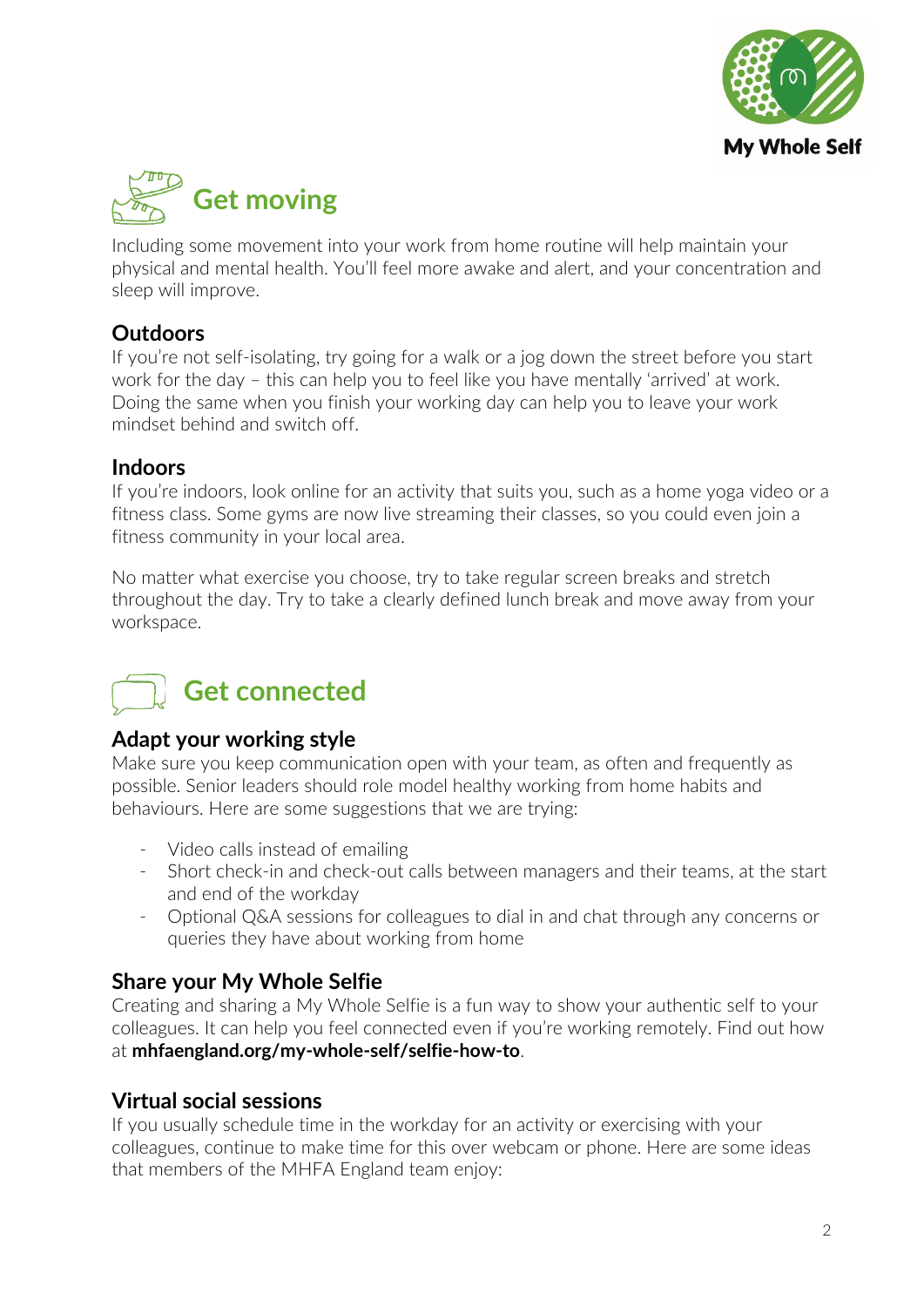## Get moving

Including some movement into your work from home routine will help maintain your physical and mental health. You'll feel more awake and alert, and your concentration and sleep will improve.

### Outdoors

If you're not self-isolating, try going for a walk or a jog down the street before you start work for the day – this can help you to feel like you have mentally 'arrived' at work. Doing the same when you finish your working day can help you to leave your work mindset behind and switch off.

### Indoors

If you're indoors, look online for an activity that suits you, such as a home yoga video or a fitness class. Some gyms are now live streaming their classes, so you could even join a fitness community in your local area.

No matter what exercise you choose, try to take regular screen breaks and stretch throughout the day. Try to take a clearly defined lunch break and move away from your workspace.

## Get connected

### Adapt your working style

Make sure you keep communication open with your team, as often and frequently as possible. Senior leaders should role model healthy working from home habits and behaviours. Here are some suggestions that we are trying:

- Video calls instead of emailing
- Short check-in and check-out calls between managers and their teams, at the start and end of the workday
- Optional Q&A sessions for colleagues to dial in and chat through any concerns or queries they have about working from home

### Share your My Whole Selfie

Creating and sharing a My Whole Selfie is a fun way to show your authentic self to your colleagues. It can help you feel connected even if you're working remotely. Find out how at **mhfaengland.org/my-whole-self/selfie-how-to**.

### Virtual social sessions

If you usually schedule time in the workday for an activity or exercising with your colleagues, continue to make time for this over webcam or phone. Here are some ideas that members of the MHFA England team enjoy: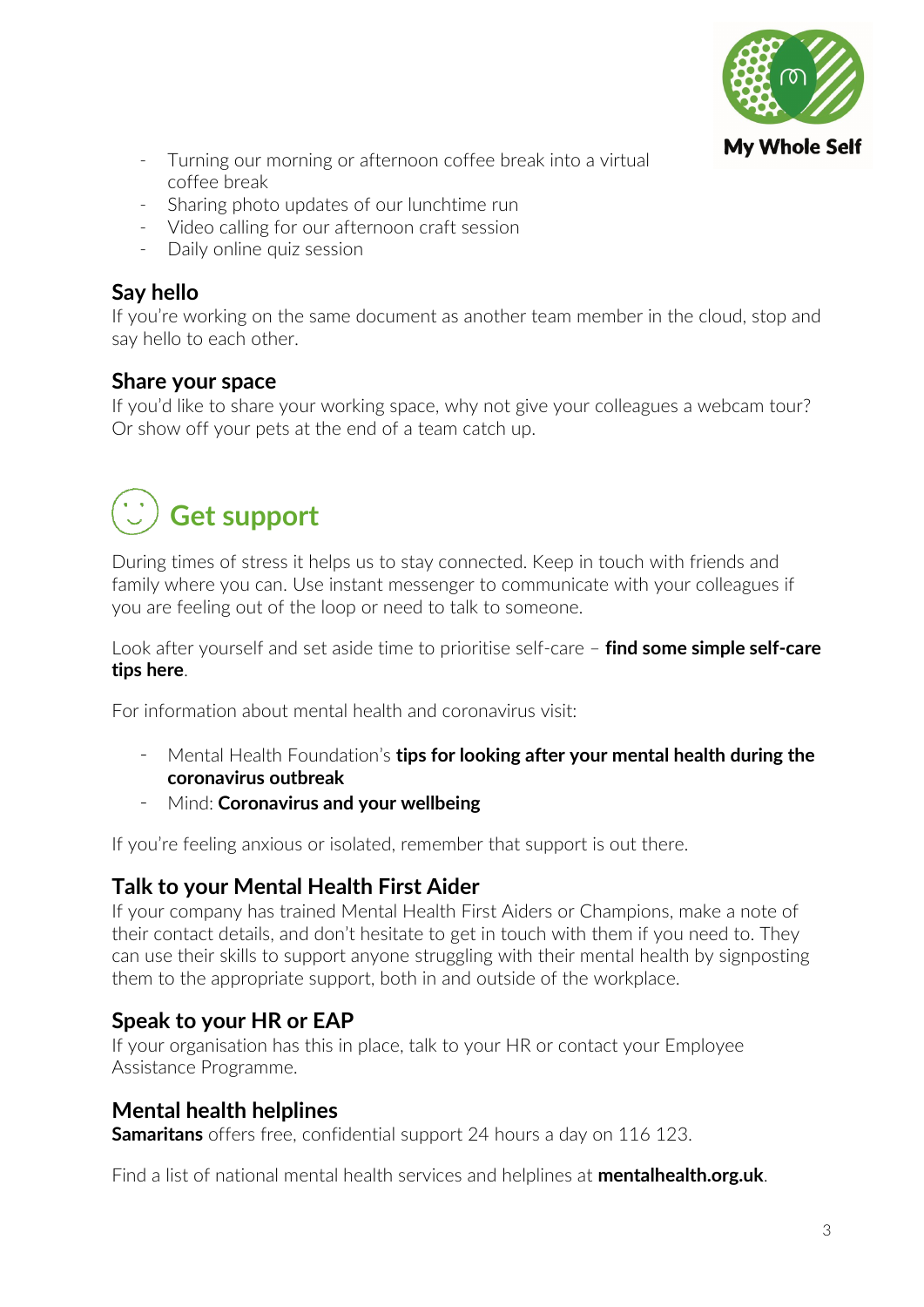- Turning our morning or afternoon coffee break into a virtual coffee break
- Sharing photo updates of our lunchtime run
- Video calling for our afternoon craft session
- Daily online quiz session

### Say hello

If you're working on the same document as another team member in the cloud, stop and say hello to each other.

### Share your space

If you'd like to share your working space, why not give your colleagues a webcam tour? Or show off your pets at the end of a team catch up.

## Get support

During times of stress it helps us to stay connected. Keep in touch with friends and family where you can. Use instant messenger to communicate with your colleagues if you are feeling out of the loop or need to talk to someone.

Look after yourself and set aside time to prioritise self-care – **find some simple self-care tips here**.

For information about mental health and coronavirus visit:

- Mental Health Foundation's **tips for looking after your mental health during the coronavirus outbreak**
- Mind: **Coronavirus and your wellbeing**

If you're feeling anxious or isolated, remember that support is out there.

### Talk to your Mental Health First Aider

If your company has trained Mental Health First Aiders or Champions, make a note of their contact details, and don't hesitate to get in touch with them if you need to. They can use their skills to support anyone struggling with their mental health by signposting them to the appropriate support, both in and outside of the workplace.

### Speak to your HR or EAP

If your organisation has this in place, talk to your HR or contact your Employee Assistance Programme.

### Mental health helplines

**Samaritans** offers free, confidential support 24 hours a day on 116 123.

Find a list of national mental health services and helplines at **mentalhealth.org.uk**.